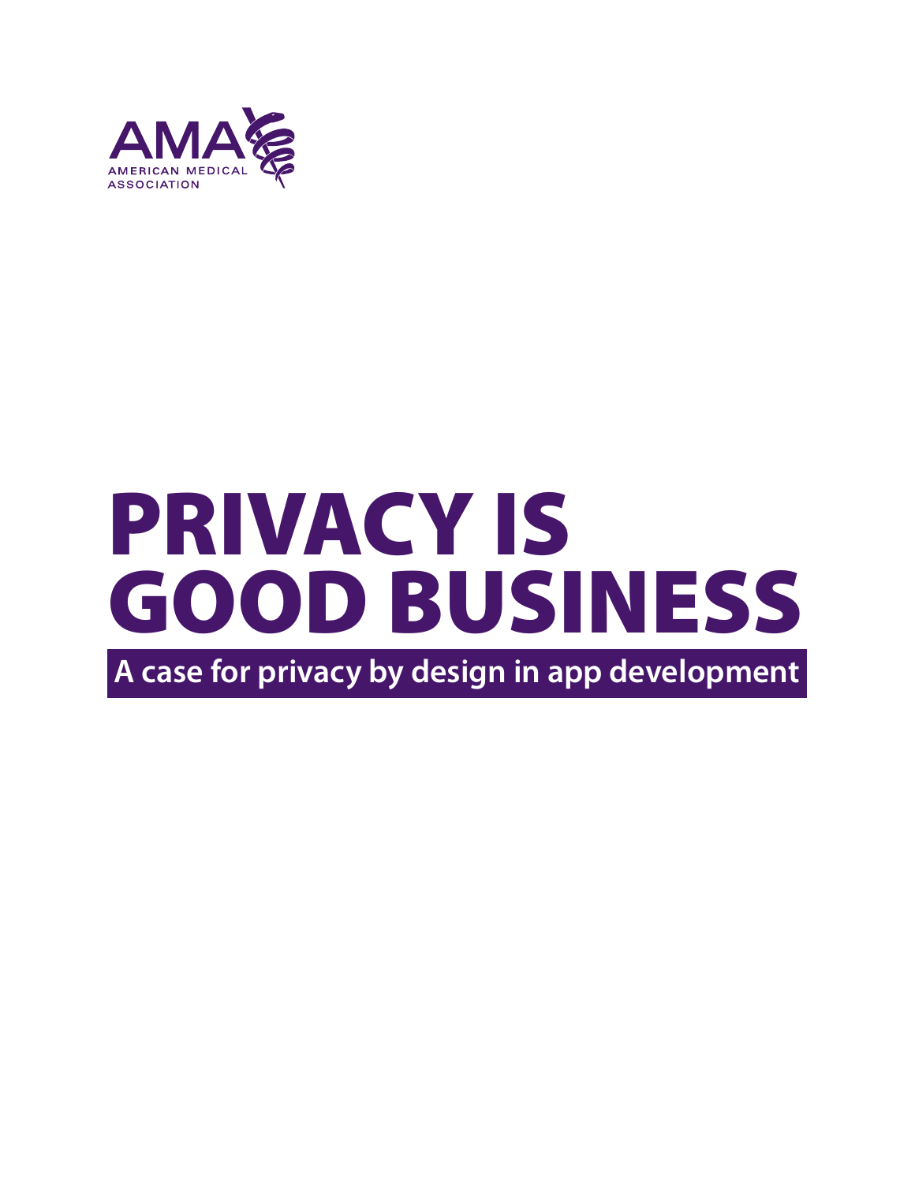AMA
AMERICAN MEDICAL ASSOCIATION

# PRIVACY IS GOOD BUSINESS

## A case for privacy by design in app development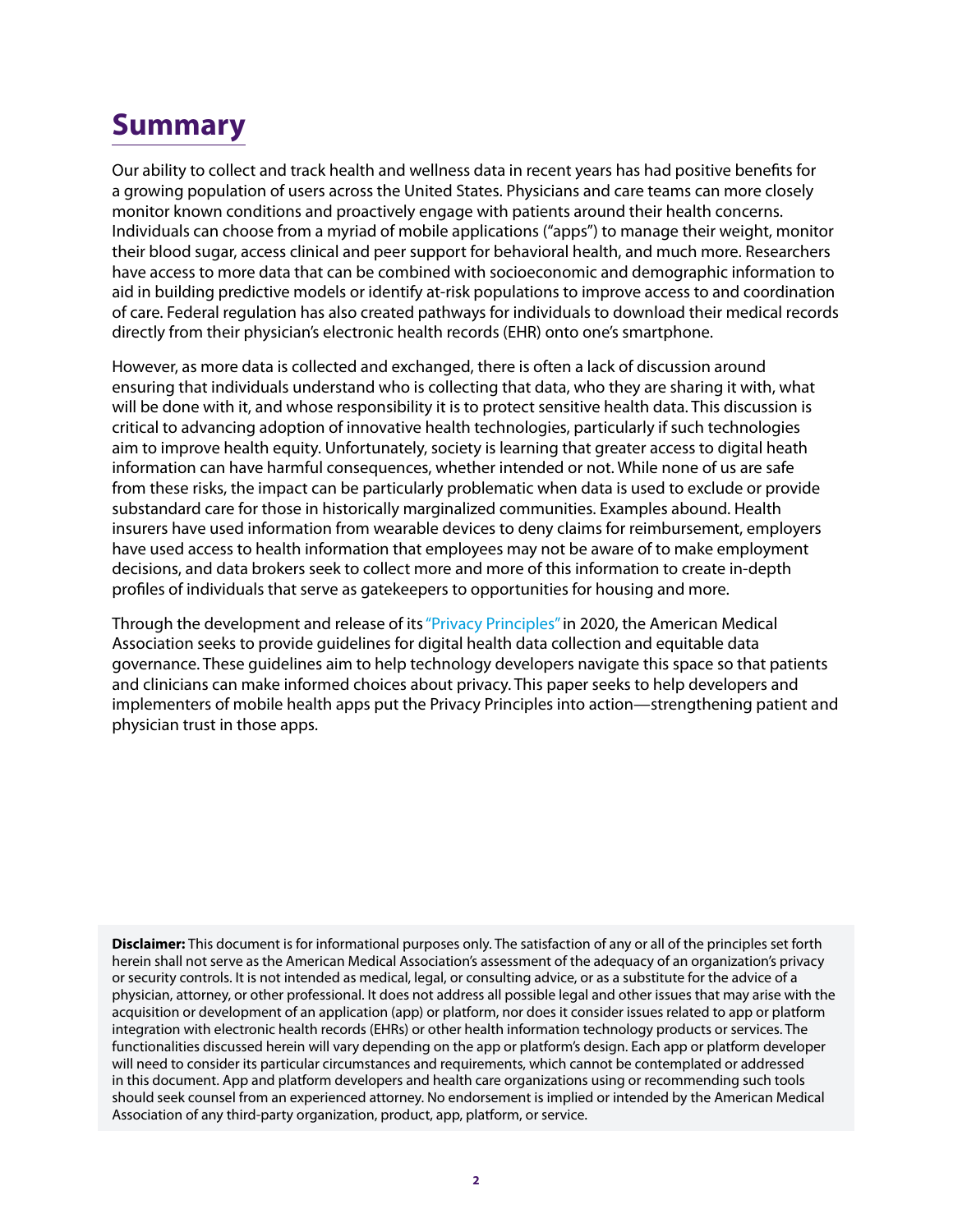# Summary

Our ability to collect and track health and wellness data in recent years has had positive benefits for a growing population of users across the United States. Physicians and care teams can more closely monitor known conditions and proactively engage with patients around their health concerns. Individuals can choose from a myriad of mobile applications ("apps") to manage their weight, monitor their blood sugar, access clinical and peer support for behavioral health, and much more. Researchers have access to more data that can be combined with socioeconomic and demographic information to aid in building predictive models or identify at-risk populations to improve access to and coordination of care. Federal regulation has also created pathways for individuals to download their medical records directly from their physician's electronic health records (EHR) onto one's smartphone.

However, as more data is collected and exchanged, there is often a lack of discussion around ensuring that individuals understand who is collecting that data, who they are sharing it with, what will be done with it, and whose responsibility it is to protect sensitive health data. This discussion is critical to advancing adoption of innovative health technologies, particularly if such technologies aim to improve health equity. Unfortunately, society is learning that greater access to digital heath information can have harmful consequences, whether intended or not. While none of us are safe from these risks, the impact can be particularly problematic when data is used to exclude or provide substandard care for those in historically marginalized communities. Examples abound. Health insurers have used information from wearable devices to deny claims for reimbursement, employers have used access to health information that employees may not be aware of to make employment decisions, and data brokers seek to collect more and more of this information to create in-depth profiles of individuals that serve as gatekeepers to opportunities for housing and more.

Through the development and release of its "Privacy Principles" in 2020, the American Medical Association seeks to provide guidelines for digital health data collection and equitable data governance. These guidelines aim to help technology developers navigate this space so that patients and clinicians can make informed choices about privacy. This paper seeks to help developers and implementers of mobile health apps put the Privacy Principles into action—strengthening patient and physician trust in those apps.

**Disclaimer:** This document is for informational purposes only. The satisfaction of any or all of the principles set forth herein shall not serve as the American Medical Association's assessment of the adequacy of an organization's privacy or security controls. It is not intended as medical, legal, or consulting advice, or as a substitute for the advice of a physician, attorney, or other professional. It does not address all possible legal and other issues that may arise with the acquisition or development of an application (app) or platform, nor does it consider issues related to app or platform integration with electronic health records (EHRs) or other health information technology products or services. The functionalities discussed herein will vary depending on the app or platform's design. Each app or platform developer will need to consider its particular circumstances and requirements, which cannot be contemplated or addressed in this document. App and platform developers and health care organizations using or recommending such tools should seek counsel from an experienced attorney. No endorsement is implied or intended by the American Medical Association of any third-party organization, product, app, platform, or service.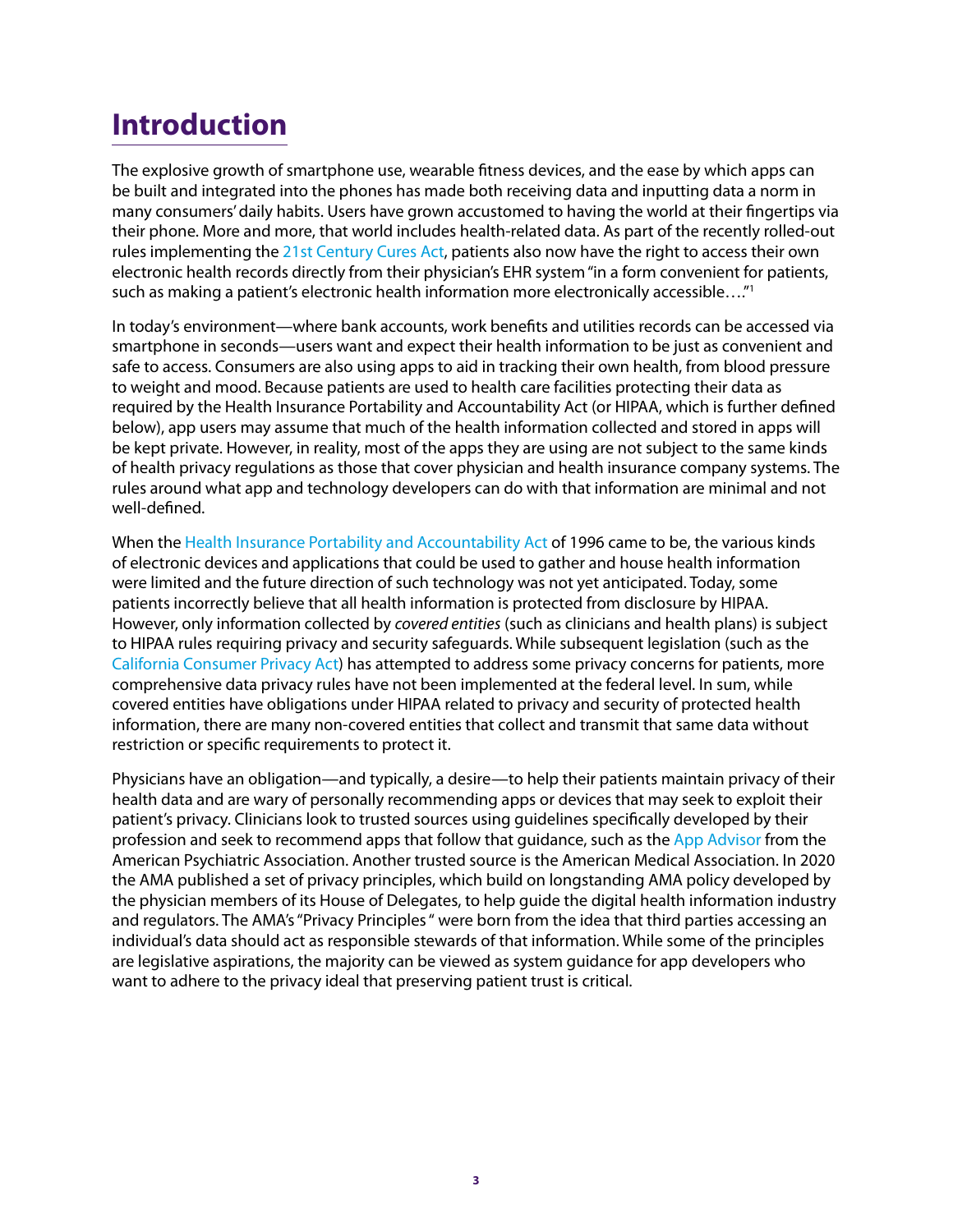# Introduction

The explosive growth of smartphone use, wearable fitness devices, and the ease by which apps can be built and integrated into the phones has made both receiving data and inputting data a norm in many consumers' daily habits. Users have grown accustomed to having the world at their fingertips via their phone. More and more, that world includes health-related data. As part of the recently rolled-out rules implementing the 21st Century Cures Act, patients also now have the right to access their own electronic health records directly from their physician's EHR system "in a form convenient for patients, such as making a patient's electronic health information more electronically accessible…."[1]

In today's environment—where bank accounts, work benefits and utilities records can be accessed via smartphone in seconds—users want and expect their health information to be just as convenient and safe to access. Consumers are also using apps to aid in tracking their own health, from blood pressure to weight and mood. Because patients are used to health care facilities protecting their data as required by the Health Insurance Portability and Accountability Act (or HIPAA, which is further defined below), app users may assume that much of the health information collected and stored in apps will be kept private. However, in reality, most of the apps they are using are not subject to the same kinds of health privacy regulations as those that cover physician and health insurance company systems. The rules around what app and technology developers can do with that information are minimal and not well-defined.

When the Health Insurance Portability and Accountability Act of 1996 came to be, the various kinds of electronic devices and applications that could be used to gather and house health information were limited and the future direction of such technology was not yet anticipated. Today, some patients incorrectly believe that all health information is protected from disclosure by HIPAA. However, only information collected by *covered entities* (such as clinicians and health plans) is subject to HIPAA rules requiring privacy and security safeguards. While subsequent legislation (such as the California Consumer Privacy Act) has attempted to address some privacy concerns for patients, more comprehensive data privacy rules have not been implemented at the federal level. In sum, while covered entities have obligations under HIPAA related to privacy and security of protected health information, there are many non-covered entities that collect and transmit that same data without restriction or specific requirements to protect it.

Physicians have an obligation—and typically, a desire—to help their patients maintain privacy of their health data and are wary of personally recommending apps or devices that may seek to exploit their patient's privacy. Clinicians look to trusted sources using guidelines specifically developed by their profession and seek to recommend apps that follow that guidance, such as the App Advisor from the American Psychiatric Association. Another trusted source is the American Medical Association. In 2020 the AMA published a set of privacy principles, which build on longstanding AMA policy developed by the physician members of its House of Delegates, to help guide the digital health information industry and regulators. The AMA's "Privacy Principles" were born from the idea that third parties accessing an individual's data should act as responsible stewards of that information. While some of the principles are legislative aspirations, the majority can be viewed as system guidance for app developers who want to adhere to the privacy ideal that preserving patient trust is critical.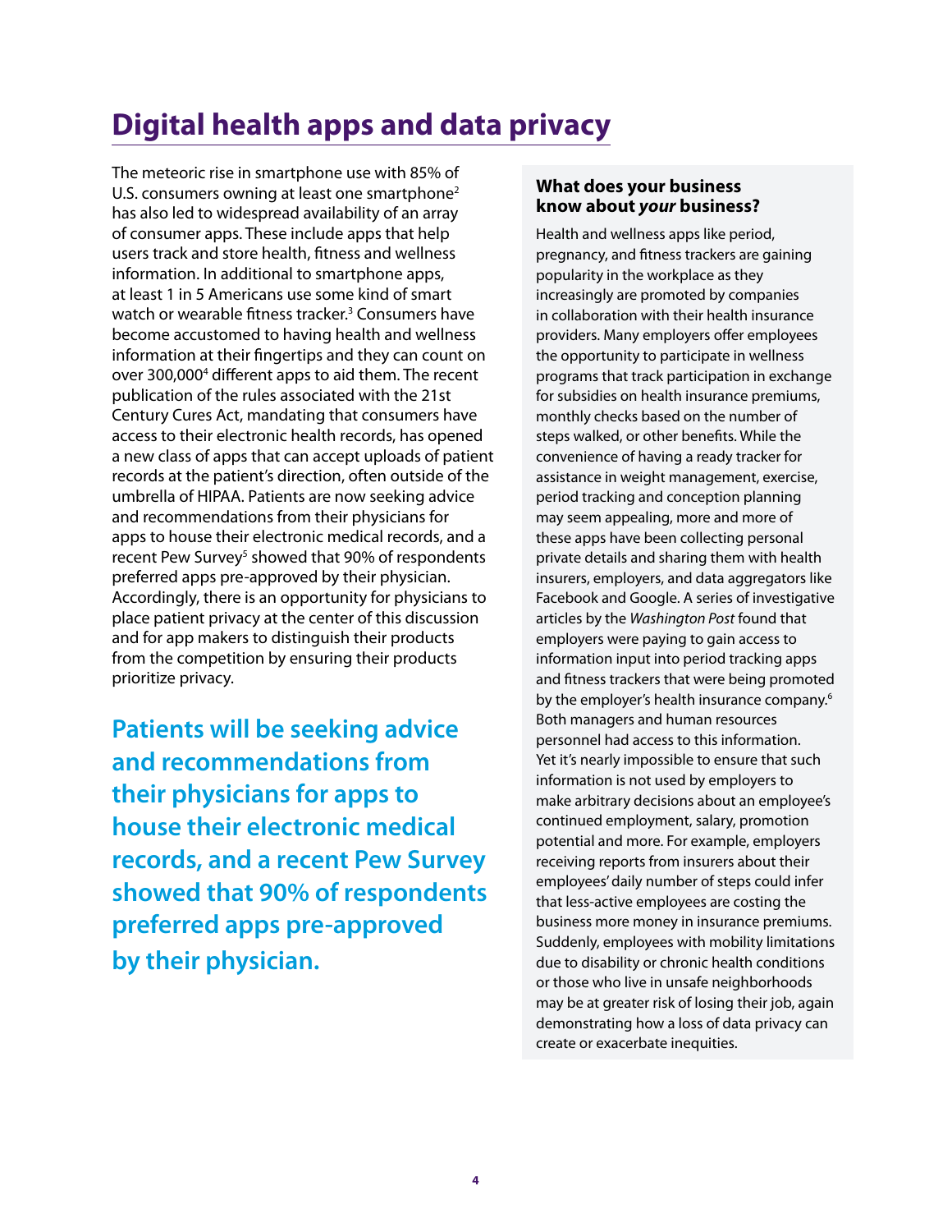# Digital health apps and data privacy

The meteoric rise in smartphone use with 85% of U.S. consumers owning at least one smartphone[2] has also led to widespread availability of an array of consumer apps. These include apps that help users track and store health, fitness and wellness information. In additional to smartphone apps, at least 1 in 5 Americans use some kind of smart watch or wearable fitness tracker.[3] Consumers have become accustomed to having health and wellness information at their fingertips and they can count on over 300,000[4] different apps to aid them. The recent publication of the rules associated with the 21st Century Cures Act, mandating that consumers have access to their electronic health records, has opened a new class of apps that can accept uploads of patient records at the patient's direction, often outside of the umbrella of HIPAA. Patients are now seeking advice and recommendations from their physicians for apps to house their electronic medical records, and a recent Pew Survey[5] showed that 90% of respondents preferred apps pre-approved by their physician. Accordingly, there is an opportunity for physicians to place patient privacy at the center of this discussion and for app makers to distinguish their products from the competition by ensuring their products prioritize privacy.

**Patients will be seeking advice and recommendations from their physicians for apps to house their electronic medical records, and a recent Pew Survey showed that 90% of respondents preferred apps pre-approved by their physician.**

### What does your business know about *your* business?

Health and wellness apps like period, pregnancy, and fitness trackers are gaining popularity in the workplace as they increasingly are promoted by companies in collaboration with their health insurance providers. Many employers offer employees the opportunity to participate in wellness programs that track participation in exchange for subsidies on health insurance premiums, monthly checks based on the number of steps walked, or other benefits. While the convenience of having a ready tracker for assistance in weight management, exercise, period tracking and conception planning may seem appealing, more and more of these apps have been collecting personal private details and sharing them with health insurers, employers, and data aggregators like Facebook and Google. A series of investigative articles by the *Washington Post* found that employers were paying to gain access to information input into period tracking apps and fitness trackers that were being promoted by the employer's health insurance company.[6] Both managers and human resources personnel had access to this information. Yet it's nearly impossible to ensure that such information is not used by employers to make arbitrary decisions about an employee's continued employment, salary, promotion potential and more. For example, employers receiving reports from insurers about their employees' daily number of steps could infer that less-active employees are costing the business more money in insurance premiums. Suddenly, employees with mobility limitations due to disability or chronic health conditions or those who live in unsafe neighborhoods may be at greater risk of losing their job, again demonstrating how a loss of data privacy can create or exacerbate inequities.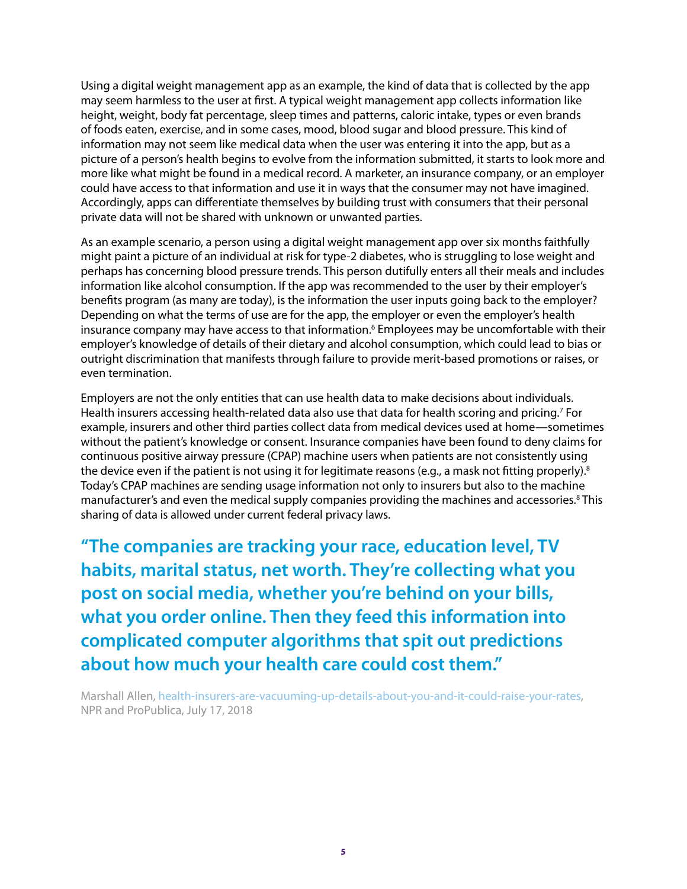Using a digital weight management app as an example, the kind of data that is collected by the app may seem harmless to the user at first. A typical weight management app collects information like height, weight, body fat percentage, sleep times and patterns, caloric intake, types or even brands of foods eaten, exercise, and in some cases, mood, blood sugar and blood pressure. This kind of information may not seem like medical data when the user was entering it into the app, but as a picture of a person's health begins to evolve from the information submitted, it starts to look more and more like what might be found in a medical record. A marketer, an insurance company, or an employer could have access to that information and use it in ways that the consumer may not have imagined. Accordingly, apps can differentiate themselves by building trust with consumers that their personal private data will not be shared with unknown or unwanted parties.

As an example scenario, a person using a digital weight management app over six months faithfully might paint a picture of an individual at risk for type-2 diabetes, who is struggling to lose weight and perhaps has concerning blood pressure trends. This person dutifully enters all their meals and includes information like alcohol consumption. If the app was recommended to the user by their employer's benefits program (as many are today), is the information the user inputs going back to the employer? Depending on what the terms of use are for the app, the employer or even the employer's health insurance company may have access to that information.[6] Employees may be uncomfortable with their employer's knowledge of details of their dietary and alcohol consumption, which could lead to bias or outright discrimination that manifests through failure to provide merit-based promotions or raises, or even termination.

Employers are not the only entities that can use health data to make decisions about individuals. Health insurers accessing health-related data also use that data for health scoring and pricing.[7] For example, insurers and other third parties collect data from medical devices used at home—sometimes without the patient's knowledge or consent. Insurance companies have been found to deny claims for continuous positive airway pressure (CPAP) machine users when patients are not consistently using the device even if the patient is not using it for legitimate reasons (e.g., a mask not fitting properly).[8] Today's CPAP machines are sending usage information not only to insurers but also to the machine manufacturer's and even the medical supply companies providing the machines and accessories.[8] This sharing of data is allowed under current federal privacy laws.

> **"The companies are tracking your race, education level, TV habits, marital status, net worth. They're collecting what you post on social media, whether you're behind on your bills, what you order online. Then they feed this information into complicated computer algorithms that spit out predictions about how much your health care could cost them."**
>
> Marshall Allen, health-insurers-are-vacuuming-up-details-about-you-and-it-could-raise-your-rates, NPR and ProPublica, July 17, 2018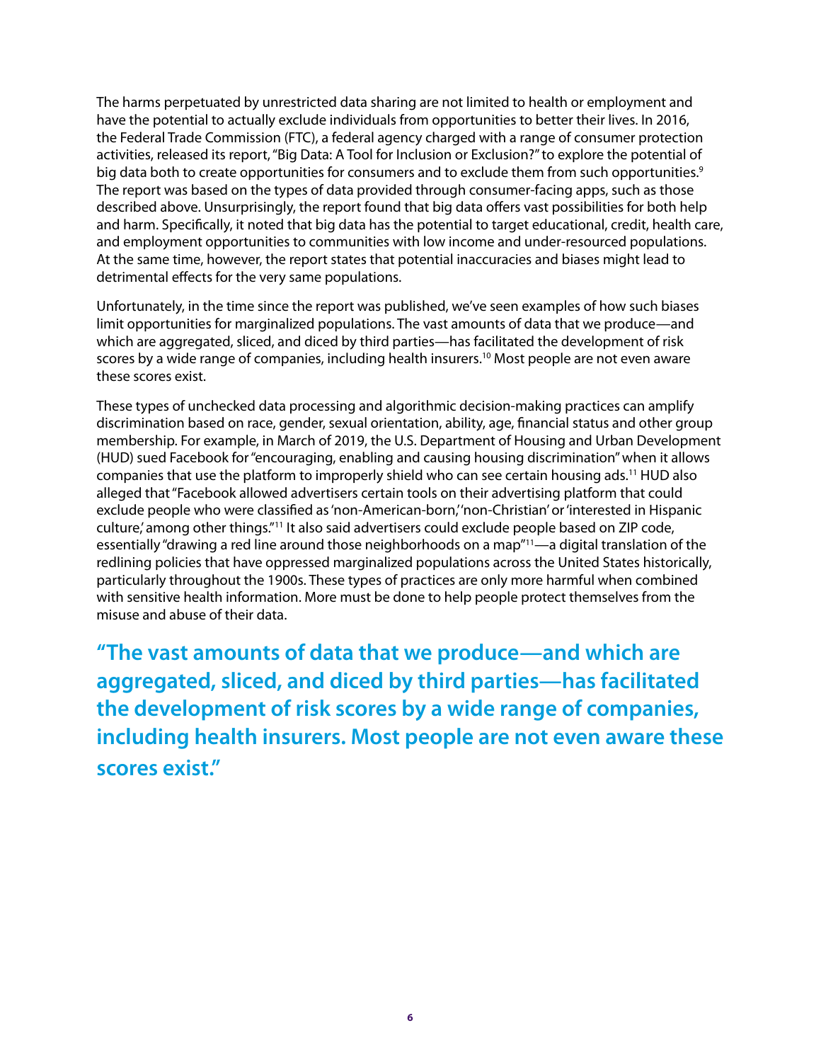The harms perpetuated by unrestricted data sharing are not limited to health or employment and have the potential to actually exclude individuals from opportunities to better their lives. In 2016, the Federal Trade Commission (FTC), a federal agency charged with a range of consumer protection activities, released its report, "Big Data: A Tool for Inclusion or Exclusion?" to explore the potential of big data both to create opportunities for consumers and to exclude them from such opportunities.[9] The report was based on the types of data provided through consumer-facing apps, such as those described above. Unsurprisingly, the report found that big data offers vast possibilities for both help and harm. Specifically, it noted that big data has the potential to target educational, credit, health care, and employment opportunities to communities with low income and under-resourced populations. At the same time, however, the report states that potential inaccuracies and biases might lead to detrimental effects for the very same populations.

Unfortunately, in the time since the report was published, we've seen examples of how such biases limit opportunities for marginalized populations. The vast amounts of data that we produce—and which are aggregated, sliced, and diced by third parties—has facilitated the development of risk scores by a wide range of companies, including health insurers.[10] Most people are not even aware these scores exist.

These types of unchecked data processing and algorithmic decision-making practices can amplify discrimination based on race, gender, sexual orientation, ability, age, financial status and other group membership. For example, in March of 2019, the U.S. Department of Housing and Urban Development (HUD) sued Facebook for "encouraging, enabling and causing housing discrimination" when it allows companies that use the platform to improperly shield who can see certain housing ads.[11] HUD also alleged that "Facebook allowed advertisers certain tools on their advertising platform that could exclude people who were classified as 'non-American-born,' 'non-Christian' or 'interested in Hispanic culture,' among other things."[11] It also said advertisers could exclude people based on ZIP code, essentially "drawing a red line around those neighborhoods on a map"[11]—a digital translation of the redlining policies that have oppressed marginalized populations across the United States historically, particularly throughout the 1900s. These types of practices are only more harmful when combined with sensitive health information. More must be done to help people protect themselves from the misuse and abuse of their data.

**"The vast amounts of data that we produce—and which are aggregated, sliced, and diced by third parties—has facilitated the development of risk scores by a wide range of companies, including health insurers. Most people are not even aware these scores exist."**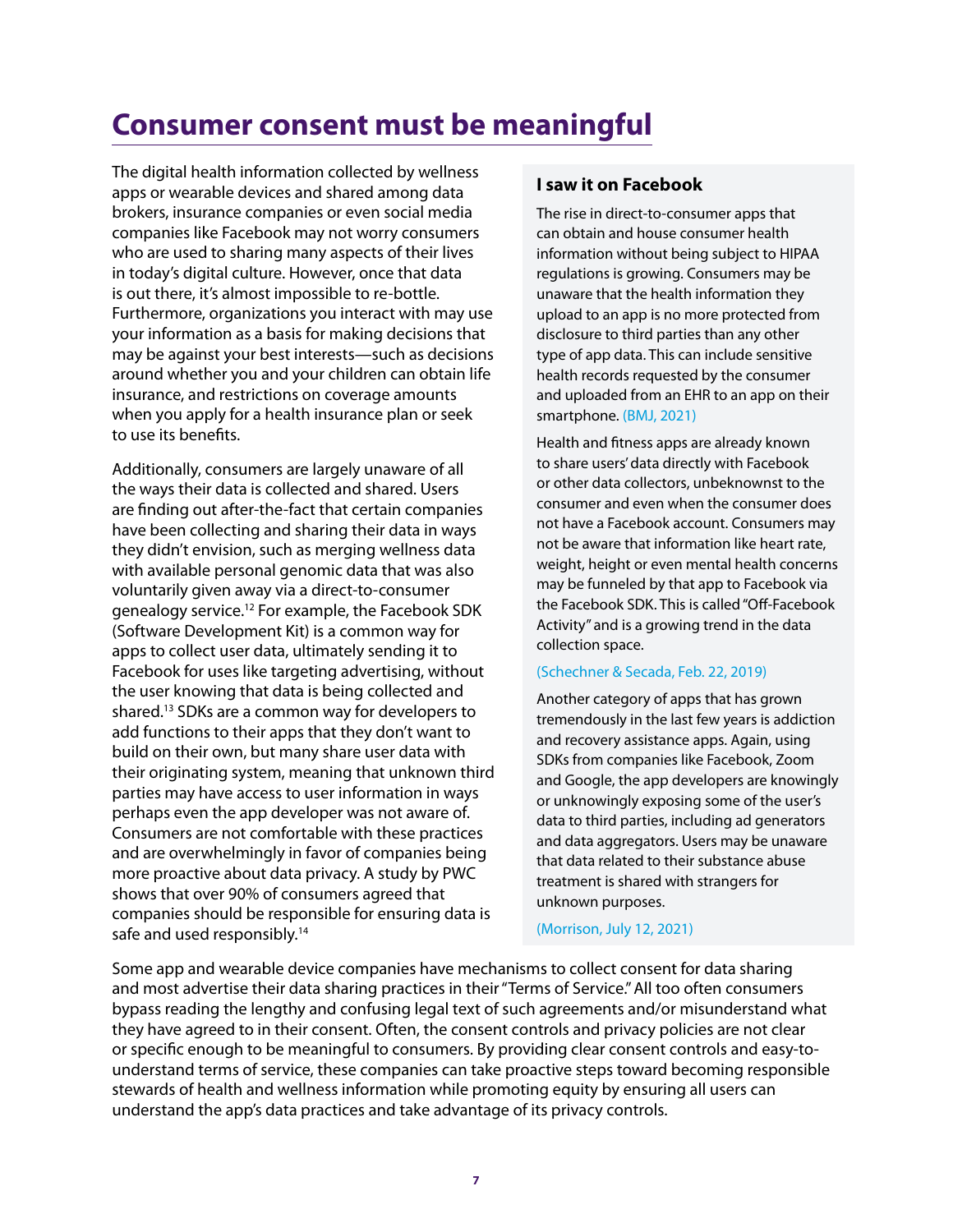# Consumer consent must be meaningful

The digital health information collected by wellness apps or wearable devices and shared among data brokers, insurance companies or even social media companies like Facebook may not worry consumers who are used to sharing many aspects of their lives in today's digital culture. However, once that data is out there, it's almost impossible to re-bottle. Furthermore, organizations you interact with may use your information as a basis for making decisions that may be against your best interests—such as decisions around whether you and your children can obtain life insurance, and restrictions on coverage amounts when you apply for a health insurance plan or seek to use its benefits.

Additionally, consumers are largely unaware of all the ways their data is collected and shared. Users are finding out after-the-fact that certain companies have been collecting and sharing their data in ways they didn't envision, such as merging wellness data with available personal genomic data that was also voluntarily given away via a direct-to-consumer genealogy service.[12] For example, the Facebook SDK (Software Development Kit) is a common way for apps to collect user data, ultimately sending it to Facebook for uses like targeting advertising, without the user knowing that data is being collected and shared.[13] SDKs are a common way for developers to add functions to their apps that they don't want to build on their own, but many share user data with their originating system, meaning that unknown third parties may have access to user information in ways perhaps even the app developer was not aware of. Consumers are not comfortable with these practices and are overwhelmingly in favor of companies being more proactive about data privacy. A study by PWC shows that over 90% of consumers agreed that companies should be responsible for ensuring data is safe and used responsibly.[14]

### I saw it on Facebook

The rise in direct-to-consumer apps that can obtain and house consumer health information without being subject to HIPAA regulations is growing. Consumers may be unaware that the health information they upload to an app is no more protected from disclosure to third parties than any other type of app data. This can include sensitive health records requested by the consumer and uploaded from an EHR to an app on their smartphone. (BMJ, 2021)

Health and fitness apps are already known to share users' data directly with Facebook or other data collectors, unbeknownst to the consumer and even when the consumer does not have a Facebook account. Consumers may not be aware that information like heart rate, weight, height or even mental health concerns may be funneled by that app to Facebook via the Facebook SDK. This is called "Off-Facebook Activity" and is a growing trend in the data collection space.

(Schechner & Secada, Feb. 22, 2019)

Another category of apps that has grown tremendously in the last few years is addiction and recovery assistance apps. Again, using SDKs from companies like Facebook, Zoom and Google, the app developers are knowingly or unknowingly exposing some of the user's data to third parties, including ad generators and data aggregators. Users may be unaware that data related to their substance abuse treatment is shared with strangers for unknown purposes.

(Morrison, July 12, 2021)

Some app and wearable device companies have mechanisms to collect consent for data sharing and most advertise their data sharing practices in their "Terms of Service." All too often consumers bypass reading the lengthy and confusing legal text of such agreements and/or misunderstand what they have agreed to in their consent. Often, the consent controls and privacy policies are not clear or specific enough to be meaningful to consumers. By providing clear consent controls and easy-to-understand terms of service, these companies can take proactive steps toward becoming responsible stewards of health and wellness information while promoting equity by ensuring all users can understand the app's data practices and take advantage of its privacy controls.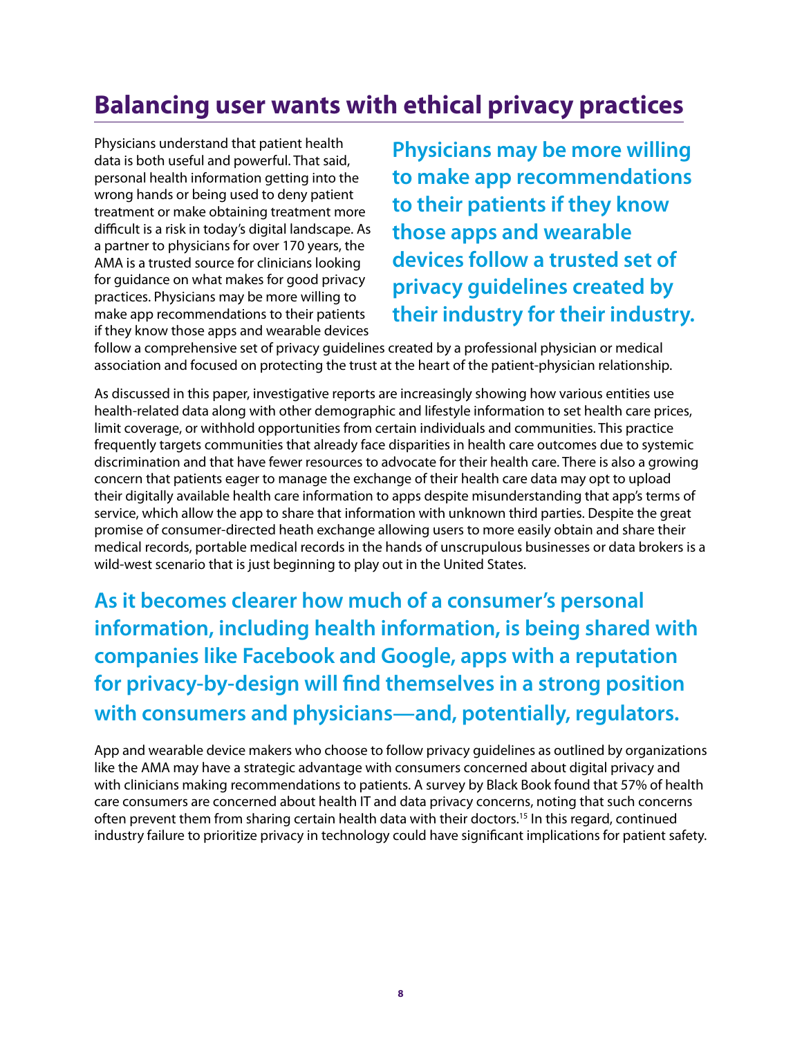## Balancing user wants with ethical privacy practices

Physicians understand that patient health data is both useful and powerful. That said, personal health information getting into the wrong hands or being used to deny patient treatment or make obtaining treatment more difficult is a risk in today's digital landscape. As a partner to physicians for over 170 years, the AMA is a trusted source for clinicians looking for guidance on what makes for good privacy practices. Physicians may be more willing to make app recommendations to their patients if they know those apps and wearable devices follow a comprehensive set of privacy guidelines created by a professional physician or medical association and focused on protecting the trust at the heart of the patient-physician relationship.

**Physicians may be more willing to make app recommendations to their patients if they know those apps and wearable devices follow a trusted set of privacy guidelines created by their industry for their industry.**

As discussed in this paper, investigative reports are increasingly showing how various entities use health-related data along with other demographic and lifestyle information to set health care prices, limit coverage, or withhold opportunities from certain individuals and communities. This practice frequently targets communities that already face disparities in health care outcomes due to systemic discrimination and that have fewer resources to advocate for their health care. There is also a growing concern that patients eager to manage the exchange of their health care data may opt to upload their digitally available health care information to apps despite misunderstanding that app's terms of service, which allow the app to share that information with unknown third parties. Despite the great promise of consumer-directed heath exchange allowing users to more easily obtain and share their medical records, portable medical records in the hands of unscrupulous businesses or data brokers is a wild-west scenario that is just beginning to play out in the United States.

**As it becomes clearer how much of a consumer's personal information, including health information, is being shared with companies like Facebook and Google, apps with a reputation for privacy-by-design will find themselves in a strong position with consumers and physicians—and, potentially, regulators.**

App and wearable device makers who choose to follow privacy guidelines as outlined by organizations like the AMA may have a strategic advantage with consumers concerned about digital privacy and with clinicians making recommendations to patients. A survey by Black Book found that 57% of health care consumers are concerned about health IT and data privacy concerns, noting that such concerns often prevent them from sharing certain health data with their doctors.[15] In this regard, continued industry failure to prioritize privacy in technology could have significant implications for patient safety.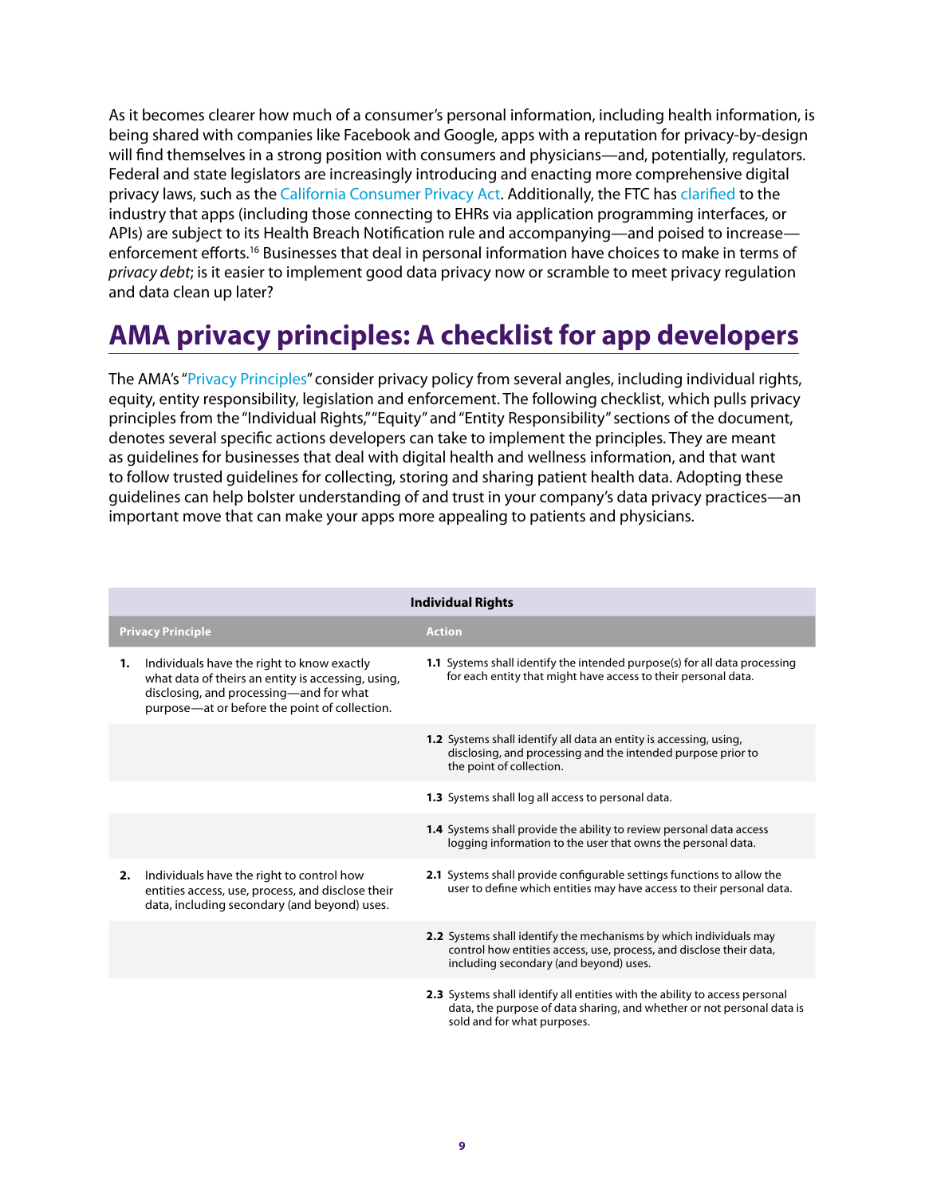As it becomes clearer how much of a consumer's personal information, including health information, is being shared with companies like Facebook and Google, apps with a reputation for privacy-by-design will find themselves in a strong position with consumers and physicians—and, potentially, regulators. Federal and state legislators are increasingly introducing and enacting more comprehensive digital privacy laws, such as the California Consumer Privacy Act. Additionally, the FTC has clarified to the industry that apps (including those connecting to EHRs via application programming interfaces, or APIs) are subject to its Health Breach Notification rule and accompanying—and poised to increase—enforcement efforts.[16] Businesses that deal in personal information have choices to make in terms of *privacy debt*; is it easier to implement good data privacy now or scramble to meet privacy regulation and data clean up later?

# AMA privacy principles: A checklist for app developers

The AMA's "Privacy Principles" consider privacy policy from several angles, including individual rights, equity, entity responsibility, legislation and enforcement. The following checklist, which pulls privacy principles from the "Individual Rights," "Equity" and "Entity Responsibility" sections of the document, denotes several specific actions developers can take to implement the principles. They are meant as guidelines for businesses that deal with digital health and wellness information, and that want to follow trusted guidelines for collecting, storing and sharing patient health data. Adopting these guidelines can help bolster understanding of and trust in your company's data privacy practices—an important move that can make your apps more appealing to patients and physicians.

| **Individual Rights** | |
|---|---|
| **Privacy Principle** | **Action** |
| **1.** Individuals have the right to know exactly what data of theirs an entity is accessing, using, disclosing, and processing—and for what purpose—at or before the point of collection. | **1.1** Systems shall identify the intended purpose(s) for all data processing for each entity that might have access to their personal data. |
| | **1.2** Systems shall identify all data an entity is accessing, using, disclosing, and processing and the intended purpose prior to the point of collection. |
| | **1.3** Systems shall log all access to personal data. |
| | **1.4** Systems shall provide the ability to review personal data access logging information to the user that owns the personal data. |
| **2.** Individuals have the right to control how entities access, use, process, and disclose their data, including secondary (and beyond) uses. | **2.1** Systems shall provide configurable settings functions to allow the user to define which entities may have access to their personal data. |
| | **2.2** Systems shall identify the mechanisms by which individuals may control how entities access, use, process, and disclose their data, including secondary (and beyond) uses. |
| | **2.3** Systems shall identify all entities with the ability to access personal data, the purpose of data sharing, and whether or not personal data is sold and for what purposes. |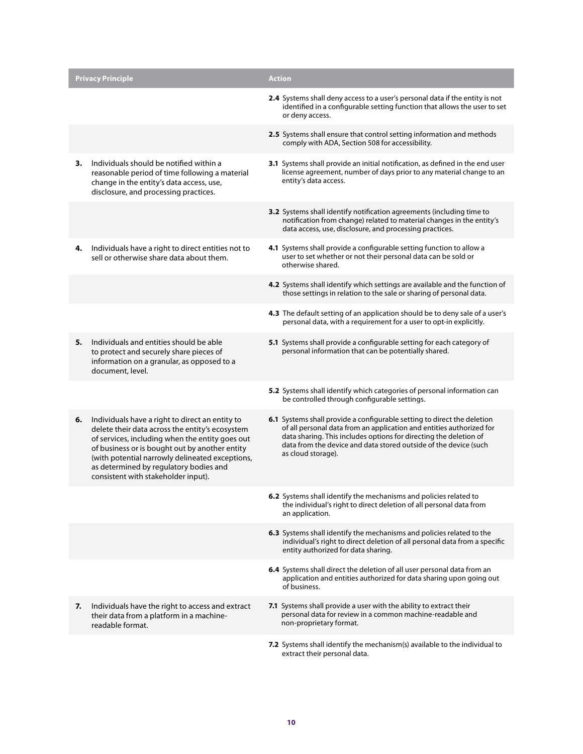| Privacy Principle | Action |
|---|---|
| | **2.4** Systems shall deny access to a user's personal data if the entity is not identified in a configurable setting function that allows the user to set or deny access. |
| | **2.5** Systems shall ensure that control setting information and methods comply with ADA, Section 508 for accessibility. |
| **3.** Individuals should be notified within a reasonable period of time following a material change in the entity's data access, use, disclosure, and processing practices. | **3.1** Systems shall provide an initial notification, as defined in the end user license agreement, number of days prior to any material change to an entity's data access. |
| | **3.2** Systems shall identify notification agreements (including time to notification from change) related to material changes in the entity's data access, use, disclosure, and processing practices. |
| **4.** Individuals have a right to direct entities not to sell or otherwise share data about them. | **4.1** Systems shall provide a configurable setting function to allow a user to set whether or not their personal data can be sold or otherwise shared. |
| | **4.2** Systems shall identify which settings are available and the function of those settings in relation to the sale or sharing of personal data. |
| | **4.3** The default setting of an application should be to deny sale of a user's personal data, with a requirement for a user to opt-in explicitly. |
| **5.** Individuals and entities should be able to protect and securely share pieces of information on a granular, as opposed to a document, level. | **5.1** Systems shall provide a configurable setting for each category of personal information that can be potentially shared. |
| | **5.2** Systems shall identify which categories of personal information can be controlled through configurable settings. |
| **6.** Individuals have a right to direct an entity to delete their data across the entity's ecosystem of services, including when the entity goes out of business or is bought out by another entity (with potential narrowly delineated exceptions, as determined by regulatory bodies and consistent with stakeholder input). | **6.1** Systems shall provide a configurable setting to direct the deletion of all personal data from an application and entities authorized for data sharing. This includes options for directing the deletion of data from the device and data stored outside of the device (such as cloud storage). |
| | **6.2** Systems shall identify the mechanisms and policies related to the individual's right to direct deletion of all personal data from an application. |
| | **6.3** Systems shall identify the mechanisms and policies related to the individual's right to direct deletion of all personal data from a specific entity authorized for data sharing. |
| | **6.4** Systems shall direct the deletion of all user personal data from an application and entities authorized for data sharing upon going out of business. |
| **7.** Individuals have the right to access and extract their data from a platform in a machine-readable format. | **7.1** Systems shall provide a user with the ability to extract their personal data for review in a common machine-readable and non-proprietary format. |
| | **7.2** Systems shall identify the mechanism(s) available to the individual to extract their personal data. |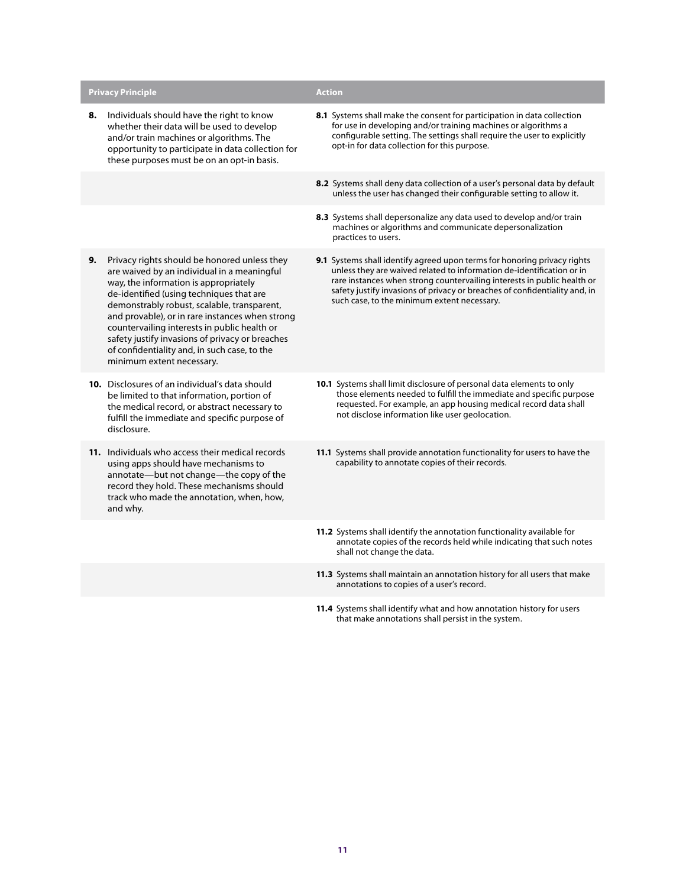| Privacy Principle | Action |
|---|---|
| **8.** Individuals should have the right to know whether their data will be used to develop and/or train machines or algorithms. The opportunity to participate in data collection for these purposes must be on an opt-in basis. | **8.1** Systems shall make the consent for participation in data collection for use in developing and/or training machines or algorithms a configurable setting. The settings shall require the user to explicitly opt-in for data collection for this purpose. |
| | **8.2** Systems shall deny data collection of a user's personal data by default unless the user has changed their configurable setting to allow it. |
| | **8.3** Systems shall depersonalize any data used to develop and/or train machines or algorithms and communicate depersonalization practices to users. |
| **9.** Privacy rights should be honored unless they are waived by an individual in a meaningful way, the information is appropriately de-identified (using techniques that are demonstrably robust, scalable, transparent, and provable), or in rare instances when strong countervailing interests in public health or safety justify invasions of privacy or breaches of confidentiality and, in such case, to the minimum extent necessary. | **9.1** Systems shall identify agreed upon terms for honoring privacy rights unless they are waived related to information de-identification or in rare instances when strong countervailing interests in public health or safety justify invasions of privacy or breaches of confidentiality and, in such case, to the minimum extent necessary. |
| **10.** Disclosures of an individual's data should be limited to that information, portion of the medical record, or abstract necessary to fulfill the immediate and specific purpose of disclosure. | **10.1** Systems shall limit disclosure of personal data elements to only those elements needed to fulfill the immediate and specific purpose requested. For example, an app housing medical record data shall not disclose information like user geolocation. |
| **11.** Individuals who access their medical records using apps should have mechanisms to annotate—but not change—the copy of the record they hold. These mechanisms should track who made the annotation, when, how, and why. | **11.1** Systems shall provide annotation functionality for users to have the capability to annotate copies of their records. |
| | **11.2** Systems shall identify the annotation functionality available for annotate copies of the records held while indicating that such notes shall not change the data. |
| | **11.3** Systems shall maintain an annotation history for all users that make annotations to copies of a user's record. |
| | **11.4** Systems shall identify what and how annotation history for users that make annotations shall persist in the system. |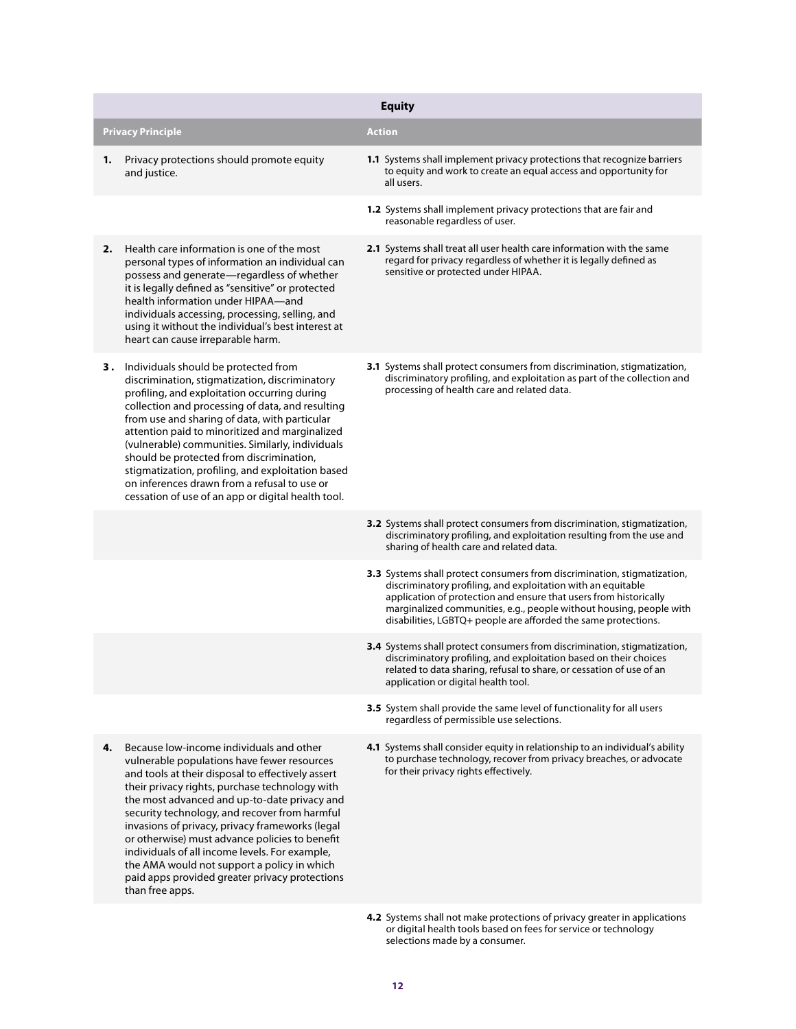| Equity | |
|---|---|
| **Privacy Principle** | **Action** |
| **1.** Privacy protections should promote equity and justice. | **1.1** Systems shall implement privacy protections that recognize barriers to equity and work to create an equal access and opportunity for all users. |
| | **1.2** Systems shall implement privacy protections that are fair and reasonable regardless of user. |
| **2.** Health care information is one of the most personal types of information an individual can possess and generate—regardless of whether it is legally defined as "sensitive" or protected health information under HIPAA—and individuals accessing, processing, selling, and using it without the individual's best interest at heart can cause irreparable harm. | **2.1** Systems shall treat all user health care information with the same regard for privacy regardless of whether it is legally defined as sensitive or protected under HIPAA. |
| **3.** Individuals should be protected from discrimination, stigmatization, discriminatory profiling, and exploitation occurring during collection and processing of data, and resulting from use and sharing of data, with particular attention paid to minoritized and marginalized (vulnerable) communities. Similarly, individuals should be protected from discrimination, stigmatization, profiling, and exploitation based on inferences drawn from a refusal to use or cessation of use of an app or digital health tool. | **3.1** Systems shall protect consumers from discrimination, stigmatization, discriminatory profiling, and exploitation as part of the collection and processing of health care and related data. |
| | **3.2** Systems shall protect consumers from discrimination, stigmatization, discriminatory profiling, and exploitation resulting from the use and sharing of health care and related data. |
| | **3.3** Systems shall protect consumers from discrimination, stigmatization, discriminatory profiling, and exploitation with an equitable application of protection and ensure that users from historically marginalized communities, e.g., people without housing, people with disabilities, LGBTQ+ people are afforded the same protections. |
| | **3.4** Systems shall protect consumers from discrimination, stigmatization, discriminatory profiling, and exploitation based on their choices related to data sharing, refusal to share, or cessation of use of an application or digital health tool. |
| | **3.5** System shall provide the same level of functionality for all users regardless of permissible use selections. |
| **4.** Because low-income individuals and other vulnerable populations have fewer resources and tools at their disposal to effectively assert their privacy rights, purchase technology with the most advanced and up-to-date privacy and security technology, and recover from harmful invasions of privacy, privacy frameworks (legal or otherwise) must advance policies to benefit individuals of all income levels. For example, the AMA would not support a policy in which paid apps provided greater privacy protections than free apps. | **4.1** Systems shall consider equity in relationship to an individual's ability to purchase technology, recover from privacy breaches, or advocate for their privacy rights effectively. |
| | **4.2** Systems shall not make protections of privacy greater in applications or digital health tools based on fees for service or technology selections made by a consumer. |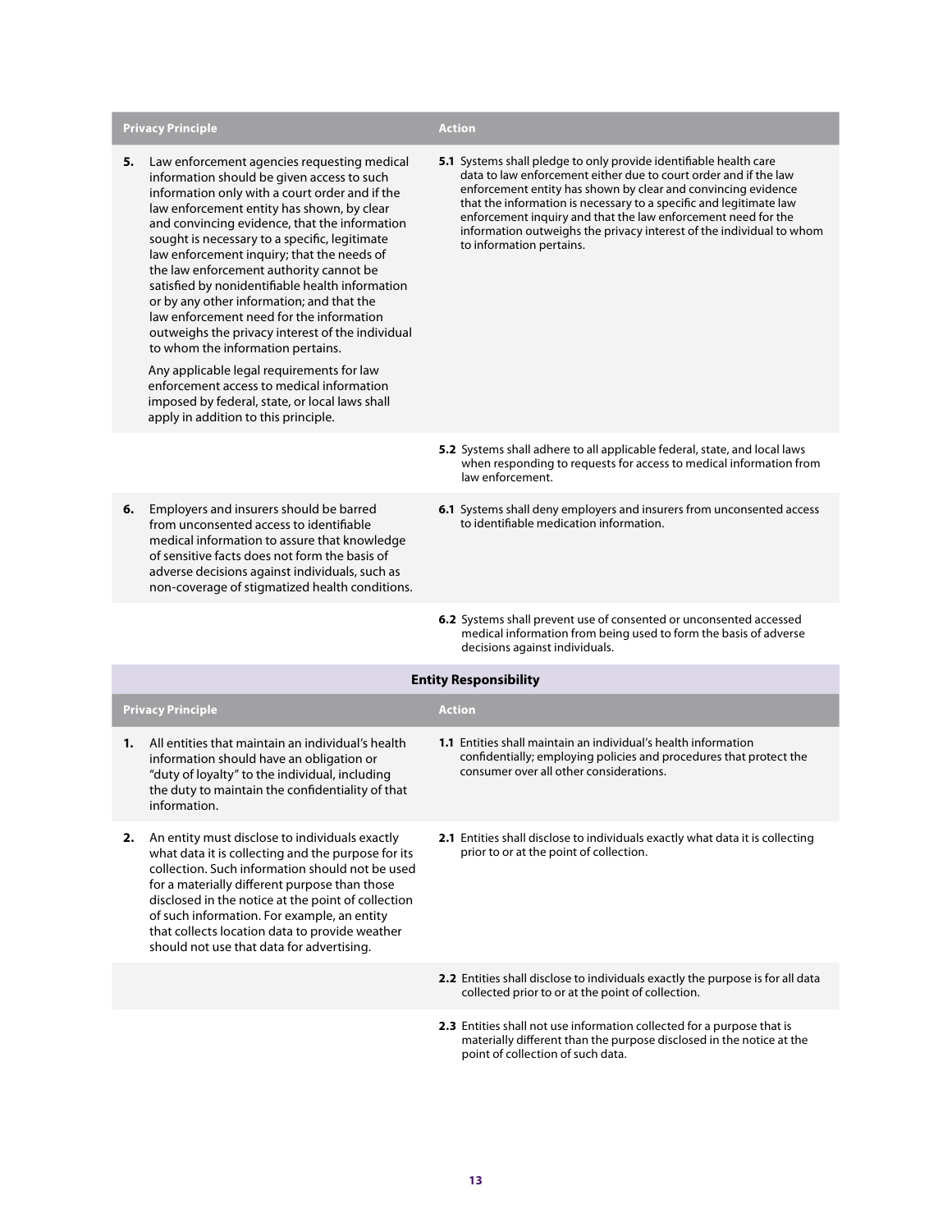| Privacy Principle | Action |
|---|---|
| **5.** Law enforcement agencies requesting medical information should be given access to such information only with a court order and if the law enforcement entity has shown, by clear and convincing evidence, that the information sought is necessary to a specific, legitimate law enforcement inquiry; that the needs of the law enforcement authority cannot be satisfied by nonidentifiable health information or by any other information; and that the law enforcement need for the information outweighs the privacy interest of the individual to whom the information pertains.<br><br>Any applicable legal requirements for law enforcement access to medical information imposed by federal, state, or local laws shall apply in addition to this principle. | **5.1** Systems shall pledge to only provide identifiable health care data to law enforcement either due to court order and if the law enforcement entity has shown by clear and convincing evidence that the information is necessary to a specific and legitimate law enforcement inquiry and that the law enforcement need for the information outweighs the privacy interest of the individual to whom to information pertains. |
| | **5.2** Systems shall adhere to all applicable federal, state, and local laws when responding to requests for access to medical information from law enforcement. |
| **6.** Employers and insurers should be barred from unconsented access to identifiable medical information to assure that knowledge of sensitive facts does not form the basis of adverse decisions against individuals, such as non-coverage of stigmatized health conditions. | **6.1** Systems shall deny employers and insurers from unconsented access to identifiable medication information. |
| | **6.2** Systems shall prevent use of consented or unconsented accessed medical information from being used to form the basis of adverse decisions against individuals. |

**Entity Responsibility**

| Privacy Principle | Action |
|---|---|
| **1.** All entities that maintain an individual's health information should have an obligation or "duty of loyalty" to the individual, including the duty to maintain the confidentiality of that information. | **1.1** Entities shall maintain an individual's health information confidentially; employing policies and procedures that protect the consumer over all other considerations. |
| **2.** An entity must disclose to individuals exactly what data it is collecting and the purpose for its collection. Such information should not be used for a materially different purpose than those disclosed in the notice at the point of collection of such information. For example, an entity that collects location data to provide weather should not use that data for advertising. | **2.1** Entities shall disclose to individuals exactly what data it is collecting prior to or at the point of collection. |
| | **2.2** Entities shall disclose to individuals exactly the purpose is for all data collected prior to or at the point of collection. |
| | **2.3** Entities shall not use information collected for a purpose that is materially different than the purpose disclosed in the notice at the point of collection of such data. |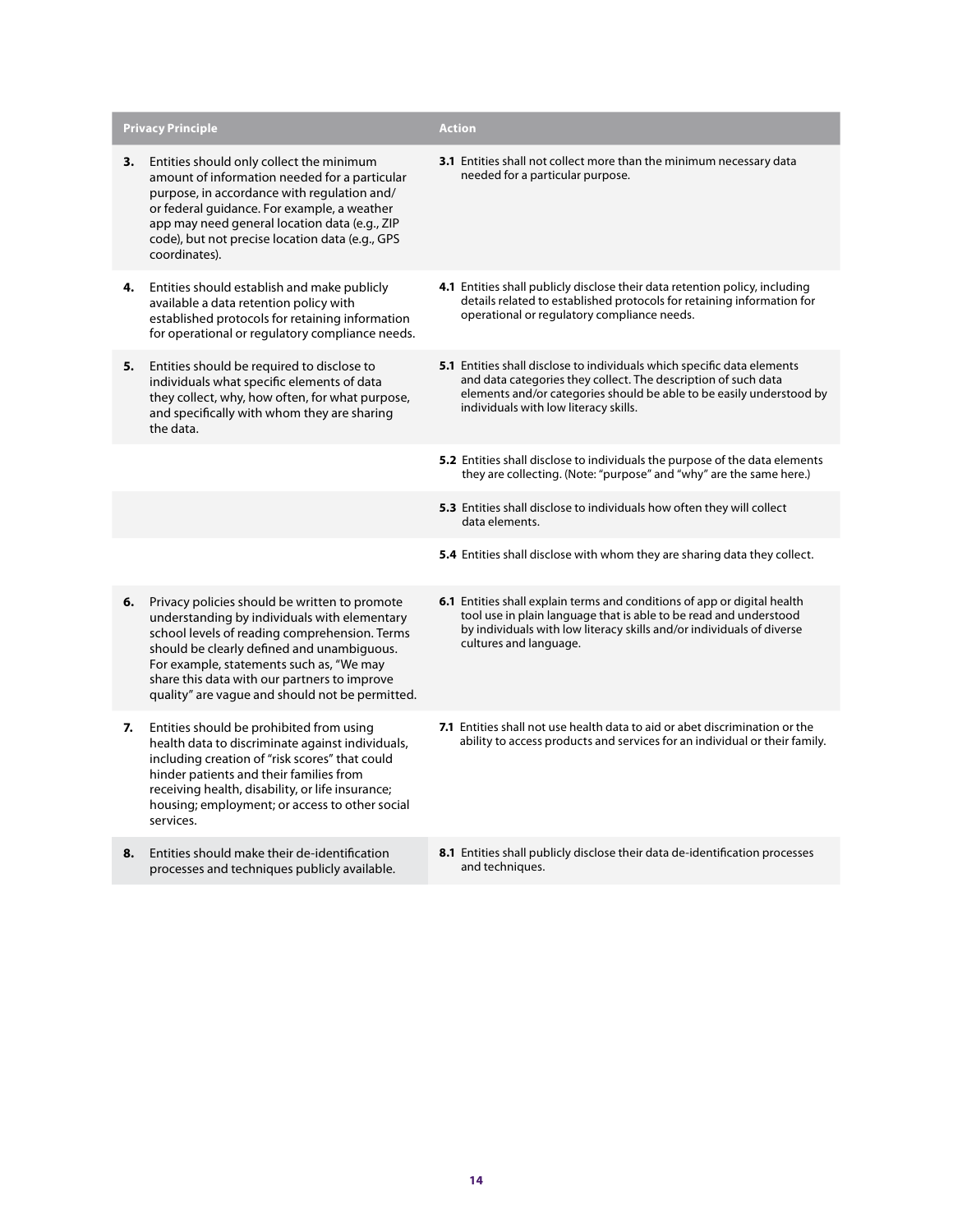| Privacy Principle | Action |
| --- | --- |
| **3.** Entities should only collect the minimum amount of information needed for a particular purpose, in accordance with regulation and/or federal guidance. For example, a weather app may need general location data (e.g., ZIP code), but not precise location data (e.g., GPS coordinates). | **3.1** Entities shall not collect more than the minimum necessary data needed for a particular purpose. |
| **4.** Entities should establish and make publicly available a data retention policy with established protocols for retaining information for operational or regulatory compliance needs. | **4.1** Entities shall publicly disclose their data retention policy, including details related to established protocols for retaining information for operational or regulatory compliance needs. |
| **5.** Entities should be required to disclose to individuals what specific elements of data they collect, why, how often, for what purpose, and specifically with whom they are sharing the data. | **5.1** Entities shall disclose to individuals which specific data elements and data categories they collect. The description of such data elements and/or categories should be able to be easily understood by individuals with low literacy skills. |
| | **5.2** Entities shall disclose to individuals the purpose of the data elements they are collecting. (Note: "purpose" and "why" are the same here.) |
| | **5.3** Entities shall disclose to individuals how often they will collect data elements. |
| | **5.4** Entities shall disclose with whom they are sharing data they collect. |
| **6.** Privacy policies should be written to promote understanding by individuals with elementary school levels of reading comprehension. Terms should be clearly defined and unambiguous. For example, statements such as, "We may share this data with our partners to improve quality" are vague and should not be permitted. | **6.1** Entities shall explain terms and conditions of app or digital health tool use in plain language that is able to be read and understood by individuals with low literacy skills and/or individuals of diverse cultures and language. |
| **7.** Entities should be prohibited from using health data to discriminate against individuals, including creation of "risk scores" that could hinder patients and their families from receiving health, disability, or life insurance; housing; employment; or access to other social services. | **7.1** Entities shall not use health data to aid or abet discrimination or the ability to access products and services for an individual or their family. |
| **8.** Entities should make their de-identification processes and techniques publicly available. | **8.1** Entities shall publicly disclose their data de-identification processes and techniques. |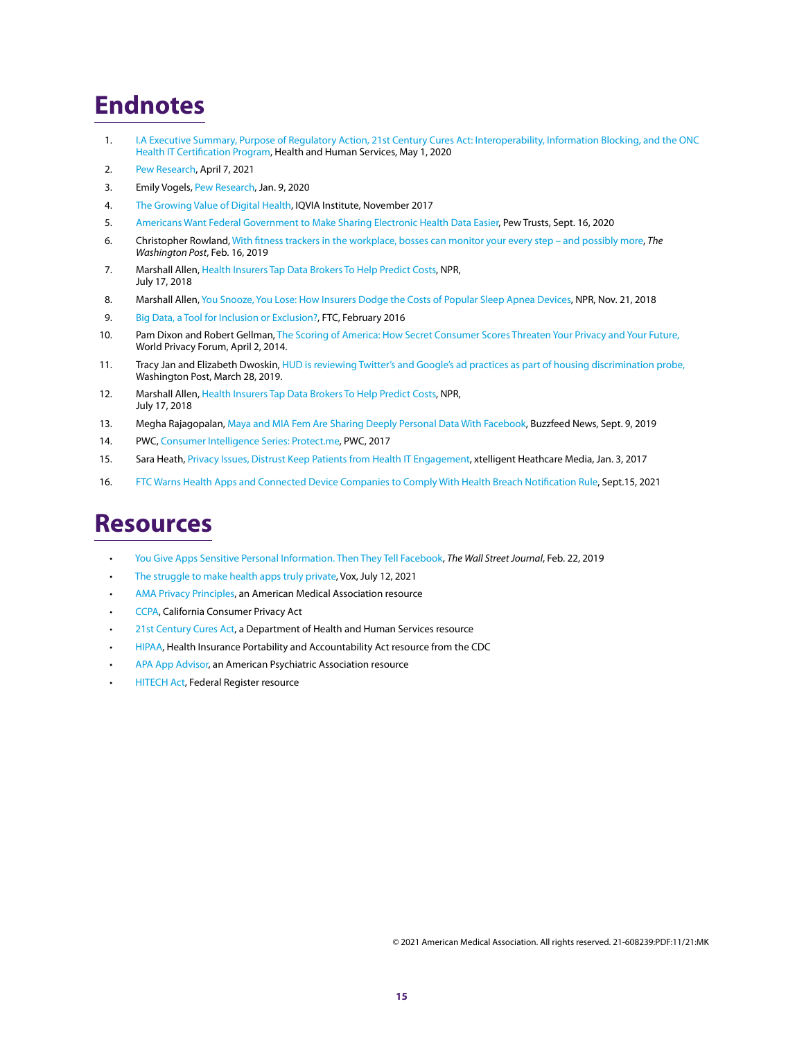# Endnotes

1. I.A Executive Summary, Purpose of Regulatory Action, 21st Century Cures Act: Interoperability, Information Blocking, and the ONC Health IT Certification Program, Health and Human Services, May 1, 2020
2. Pew Research, April 7, 2021
3. Emily Vogels, Pew Research, Jan. 9, 2020
4. The Growing Value of Digital Health, IQVIA Institute, November 2017
5. Americans Want Federal Government to Make Sharing Electronic Health Data Easier, Pew Trusts, Sept. 16, 2020
6. Christopher Rowland, With fitness trackers in the workplace, bosses can monitor your every step – and possibly more, *The Washington Post*, Feb. 16, 2019
7. Marshall Allen, Health Insurers Tap Data Brokers To Help Predict Costs, NPR, July 17, 2018
8. Marshall Allen, You Snooze, You Lose: How Insurers Dodge the Costs of Popular Sleep Apnea Devices, NPR, Nov. 21, 2018
9. Big Data, a Tool for Inclusion or Exclusion?, FTC, February 2016
10. Pam Dixon and Robert Gellman, The Scoring of America: How Secret Consumer Scores Threaten Your Privacy and Your Future, World Privacy Forum, April 2, 2014.
11. Tracy Jan and Elizabeth Dwoskin, HUD is reviewing Twitter's and Google's ad practices as part of housing discrimination probe, Washington Post, March 28, 2019.
12. Marshall Allen, Health Insurers Tap Data Brokers To Help Predict Costs, NPR, July 17, 2018
13. Megha Rajagopalan, Maya and MIA Fem Are Sharing Deeply Personal Data With Facebook, Buzzfeed News, Sept. 9, 2019
14. PWC, Consumer Intelligence Series: Protect.me, PWC, 2017
15. Sara Heath, Privacy Issues, Distrust Keep Patients from Health IT Engagement, xtelligent Heathcare Media, Jan. 3, 2017
16. FTC Warns Health Apps and Connected Device Companies to Comply With Health Breach Notification Rule, Sept.15, 2021

# Resources

- You Give Apps Sensitive Personal Information. Then They Tell Facebook, *The Wall Street Journal*, Feb. 22, 2019
- The struggle to make health apps truly private, Vox, July 12, 2021
- AMA Privacy Principles, an American Medical Association resource
- CCPA, California Consumer Privacy Act
- 21st Century Cures Act, a Department of Health and Human Services resource
- HIPAA, Health Insurance Portability and Accountability Act resource from the CDC
- APA App Advisor, an American Psychiatric Association resource
- HITECH Act, Federal Register resource

© 2021 American Medical Association. All rights reserved. 21-608239:PDF:11/21:MK